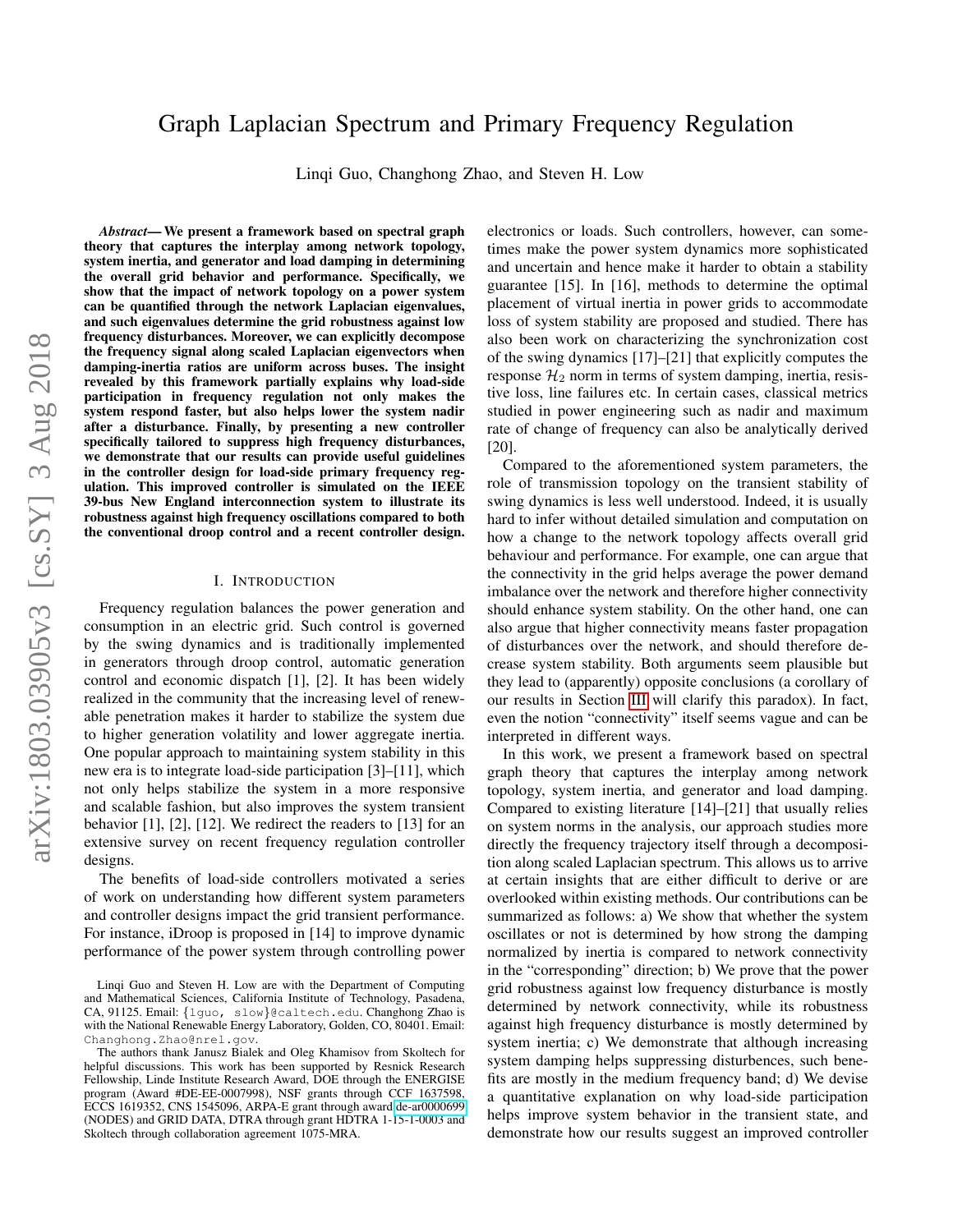# Graph Laplacian Spectrum and Primary Frequency Regulation

Linqi Guo, Changhong Zhao, and Steven H. Low

***Abstract*— We present a framework based on spectral graph theory that captures the interplay among network topology, system inertia, and generator and load damping in determining the overall grid behavior and performance. Specifically, we show that the impact of network topology on a power system can be quantified through the network Laplacian eigenvalues, and such eigenvalues determine the grid robustness against low frequency disturbances. Moreover, we can explicitly decompose the frequency signal along scaled Laplacian eigenvectors when damping-inertia ratios are uniform across buses. The insight revealed by this framework partially explains why load-side participation in frequency regulation not only makes the system respond faster, but also helps lower the system nadir after a disturbance. Finally, by presenting a new controller specifically tailored to suppress high frequency disturbances, we demonstrate that our results can provide useful guidelines in the controller design for load-side primary frequency regulation. This improved controller is simulated on the IEEE 39-bus New England interconnection system to illustrate its robustness against high frequency oscillations compared to both the conventional droop control and a recent controller design.**

## I. Introduction

Frequency regulation balances the power generation and consumption in an electric grid. Such control is governed by the swing dynamics and is traditionally implemented in generators through droop control, automatic generation control and economic dispatch [1], [2]. It has been widely realized in the community that the increasing level of renewable penetration makes it harder to stabilize the system due to higher generation volatility and lower aggregate inertia. One popular approach to maintaining system stability in this new era is to integrate load-side participation [3]–[11], which not only helps stabilize the system in a more responsive and scalable fashion, but also improves the system transient behavior [1], [2], [12]. We redirect the readers to [13] for an extensive survey on recent frequency regulation controller designs.

The benefits of load-side controllers motivated a series of work on understanding how different system parameters and controller designs impact the grid transient performance. For instance, iDroop is proposed in [14] to improve dynamic performance of the power system through controlling power electronics or loads. Such controllers, however, can sometimes make the power system dynamics more sophisticated and uncertain and hence make it harder to obtain a stability guarantee [15]. In [16], methods to determine the optimal placement of virtual inertia in power grids to accommodate loss of system stability are proposed and studied. There has also been work on characterizing the synchronization cost of the swing dynamics [17]–[21] that explicitly computes the response $\mathcal{H}_2$ norm in terms of system damping, inertia, resistive loss, line failures etc. In certain cases, classical metrics studied in power engineering such as nadir and maximum rate of change of frequency can also be analytically derived [20].

Compared to the aforementioned system parameters, the role of transmission topology on the transient stability of swing dynamics is less well understood. Indeed, it is usually hard to infer without detailed simulation and computation on how a change to the network topology affects overall grid behaviour and performance. For example, one can argue that the connectivity in the grid helps average the power demand imbalance over the network and therefore higher connectivity should enhance system stability. On the other hand, one can also argue that higher connectivity means faster propagation of disturbances over the network, and should therefore decrease system stability. Both arguments seem plausible but they lead to (apparently) opposite conclusions (a corollary of our results in Section III will clarify this paradox). In fact, even the notion "connectivity" itself seems vague and can be interpreted in different ways.

In this work, we present a framework based on spectral graph theory that captures the interplay among network topology, system inertia, and generator and load damping. Compared to existing literature [14]–[21] that usually relies on system norms in the analysis, our approach studies more directly the frequency trajectory itself through a decomposition along scaled Laplacian spectrum. This allows us to arrive at certain insights that are either difficult to derive or are overlooked within existing methods. Our contributions can be summarized as follows: a) We show that whether the system oscillates or not is determined by how strong the damping normalized by inertia is compared to network connectivity in the "corresponding" direction; b) We prove that the power grid robustness against low frequency disturbance is mostly determined by network connectivity, while its robustness against high frequency disturbance is mostly determined by system inertia; c) We demonstrate that although increasing system damping helps suppressing disturbences, such benefits are mostly in the medium frequency band; d) We devise a quantitative explanation on why load-side participation helps improve system behavior in the transient state, and demonstrate how our results suggest an improved controller

Linqi Guo and Steven H. Low are with the Department of Computing and Mathematical Sciences, California Institute of Technology, Pasadena, CA, 91125. Email: {lguo, slow}@caltech.edu. Changhong Zhao is with the National Renewable Energy Laboratory, Golden, CO, 80401. Email: Changhong.Zhao@nrel.gov.

The authors thank Janusz Bialek and Oleg Khamisov from Skoltech for helpful discussions. This work has been supported by Resnick Research Fellowship, Linde Institute Research Award, DOE through the ENERGISE program (Award #DE-EE-0007998), NSF grants through CCF 1637598, ECCS 1619352, CNS 1545096, ARPA-E grant through award de-ar0000699 (NODES) and GRID DATA, DTRA through grant HDTRA 1-15-1-0003 and Skoltech through collaboration agreement 1075-MRA.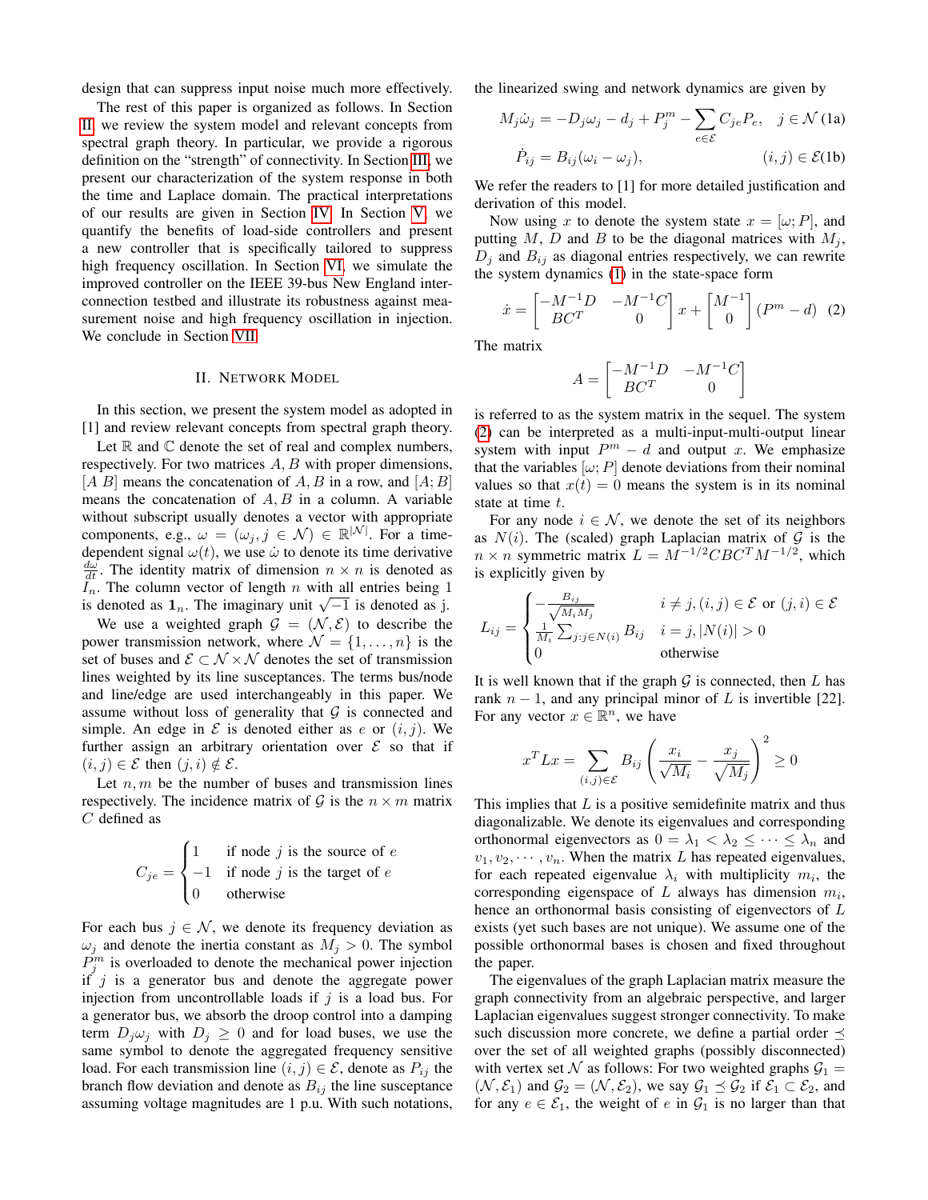design that can suppress input noise much more effectively.

The rest of this paper is organized as follows. In Section II, we review the system model and relevant concepts from spectral graph theory. In particular, we provide a rigorous definition on the "strength" of connectivity. In Section III, we present our characterization of the system response in both the time and Laplace domain. The practical interpretations of our results are given in Section IV. In Section V, we quantify the benefits of load-side controllers and present a new controller that is specifically tailored to suppress high frequency oscillation. In Section VI, we simulate the improved controller on the IEEE 39-bus New England interconnection testbed and illustrate its robustness against measurement noise and high frequency oscillation in injection. We conclude in Section VII.

## II. Network Model

In this section, we present the system model as adopted in [1] and review relevant concepts from spectral graph theory.

Let $\mathbb{R}$ and $\mathbb{C}$ denote the set of real and complex numbers, respectively. For two matrices $A, B$ with proper dimensions, $[A\ B]$ means the concatenation of $A, B$ in a row, and $[A; B]$ means the concatenation of $A, B$ in a column. A variable without subscript usually denotes a vector with appropriate components, e.g., $\omega = (\omega_j, j \in \mathcal{N}) \in \mathbb{R}^{|\mathcal{N}|}$. For a time-dependent signal $\omega(t)$, we use $\dot{\omega}$ to denote its time derivative $\frac{d\omega}{dt}$. The identity matrix of dimension $n \times n$ is denoted as $I_n$. The column vector of length $n$ with all entries being 1 is denoted as $\mathbf{1}_n$. The imaginary unit $\sqrt{-1}$ is denoted as $\mathrm{j}$.

We use a weighted graph $\mathcal{G} = (\mathcal{N}, \mathcal{E})$ to describe the power transmission network, where $\mathcal{N} = \{1, \ldots, n\}$ is the set of buses and $\mathcal{E} \subset \mathcal{N} \times \mathcal{N}$ denotes the set of transmission lines weighted by its line susceptances. The terms bus/node and line/edge are used interchangeably in this paper. We assume without loss of generality that $\mathcal{G}$ is connected and simple. An edge in $\mathcal{E}$ is denoted either as $e$ or $(i, j)$. We further assign an arbitrary orientation over $\mathcal{E}$ so that if $(i, j) \in \mathcal{E}$ then $(j, i) \notin \mathcal{E}$.

Let $n, m$ be the number of buses and transmission lines respectively. The incidence matrix of $\mathcal{G}$ is the $n \times m$ matrix $C$ defined as

$$C_{je} = \begin{cases} 1 & \text{if node } j \text{ is the source of } e \\ -1 & \text{if node } j \text{ is the target of } e \\ 0 & \text{otherwise} \end{cases}$$

For each bus $j \in \mathcal{N}$, we denote its frequency deviation as $\omega_j$ and denote the inertia constant as $M_j > 0$. The symbol $P_j^m$ is overloaded to denote the mechanical power injection if $j$ is a generator bus and denote the aggregate power injection from uncontrollable loads if $j$ is a load bus. For a generator bus, we absorb the droop control into a damping term $D_j \omega_j$ with $D_j \geq 0$ and for load buses, we use the same symbol to denote the aggregated frequency sensitive load. For each transmission line $(i, j) \in \mathcal{E}$, denote as $P_{ij}$ the branch flow deviation and denote as $B_{ij}$ the line susceptance assuming voltage magnitudes are 1 p.u. With such notations, the linearized swing and network dynamics are given by

$$M_j \dot{\omega}_j = -D_j \omega_j - d_j + P_j^m - \sum_{e \in \mathcal{E}} C_{je} P_e, \quad j \in \mathcal{N} \tag{1a}$$

$$\dot{P}_{ij} = B_{ij}(\omega_i - \omega_j), \qquad (i, j) \in \mathcal{E} \tag{1b}$$

We refer the readers to [1] for more detailed justification and derivation of this model.

Now using $x$ to denote the system state $x = [\omega; P]$, and putting $M$, $D$ and $B$ to be the diagonal matrices with $M_j$, $D_j$ and $B_{ij}$ as diagonal entries respectively, we can rewrite the system dynamics (1) in the state-space form

$$\dot{x} = \begin{bmatrix} -M^{-1}D & -M^{-1}C \\ BC^T & 0 \end{bmatrix} x + \begin{bmatrix} M^{-1} \\ 0 \end{bmatrix} (P^m - d) \tag{2}$$

The matrix

$$A = \begin{bmatrix} -M^{-1}D & -M^{-1}C \\ BC^T & 0 \end{bmatrix}$$

is referred to as the system matrix in the sequel. The system (2) can be interpreted as a multi-input-multi-output linear system with input $P^m - d$ and output $x$. We emphasize that the variables $[\omega; P]$ denote deviations from their nominal values so that $x(t) = 0$ means the system is in its nominal state at time $t$.

For any node $i \in \mathcal{N}$, we denote the set of its neighbors as $N(i)$. The (scaled) graph Laplacian matrix of $\mathcal{G}$ is the $n \times n$ symmetric matrix $L = M^{-1/2} C B C^T M^{-1/2}$, which is explicitly given by

$$L_{ij} = \begin{cases} -\frac{B_{ij}}{\sqrt{M_i M_j}} & i \neq j, (i,j) \in \mathcal{E} \text{ or } (j,i) \in \mathcal{E} \\ \frac{1}{M_i} \sum_{j: j \in N(i)} B_{ij} & i = j, |N(i)| > 0 \\ 0 & \text{otherwise} \end{cases}$$

It is well known that if the graph $\mathcal{G}$ is connected, then $L$ has rank $n - 1$, and any principal minor of $L$ is invertible [22]. For any vector $x \in \mathbb{R}^n$, we have

$$x^T L x = \sum_{(i,j) \in \mathcal{E}} B_{ij} \left( \frac{x_i}{\sqrt{M_i}} - \frac{x_j}{\sqrt{M_j}} \right)^2 \geq 0$$

This implies that $L$ is a positive semidefinite matrix and thus diagonalizable. We denote its eigenvalues and corresponding orthonormal eigenvectors as $0 = \lambda_1 < \lambda_2 \leq \cdots \leq \lambda_n$ and $v_1, v_2, \cdots, v_n$. When the matrix $L$ has repeated eigenvalues, for each repeated eigenvalue $\lambda_i$ with multiplicity $m_i$, the corresponding eigenspace of $L$ always has dimension $m_i$, hence an orthonormal basis consisting of eigenvectors of $L$ exists (yet such bases are not unique). We assume one of the possible orthonormal bases is chosen and fixed throughout the paper.

The eigenvalues of the graph Laplacian matrix measure the graph connectivity from an algebraic perspective, and larger Laplacian eigenvalues suggest stronger connectivity. To make such discussion more concrete, we define a partial order $\preceq$ over the set of all weighted graphs (possibly disconnected) with vertex set $\mathcal{N}$ as follows: For two weighted graphs $\mathcal{G}_1 = (\mathcal{N}, \mathcal{E}_1)$ and $\mathcal{G}_2 = (\mathcal{N}, \mathcal{E}_2)$, we say $\mathcal{G}_1 \preceq \mathcal{G}_2$ if $\mathcal{E}_1 \subset \mathcal{E}_2$, and for any $e \in \mathcal{E}_1$, the weight of $e$ in $\mathcal{G}_1$ is no larger than that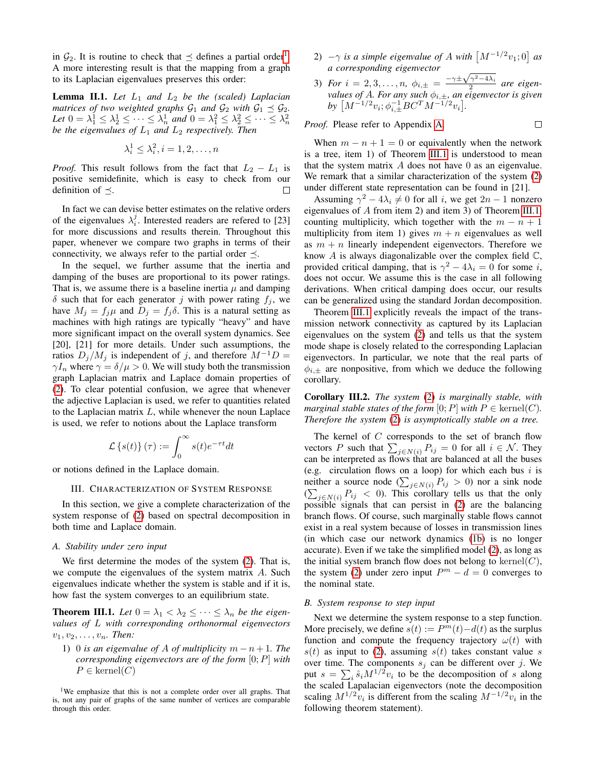in $\mathcal{G}_2$. It is routine to check that $\preceq$ defines a partial order[1]. A more interesting result is that the mapping from a graph to its Laplacian eigenvalues preserves this order:

**Lemma II.1.** *Let $L_1$ and $L_2$ be the (scaled) Laplacian matrices of two weighted graphs $\mathcal{G}_1$ and $\mathcal{G}_2$ with $\mathcal{G}_1 \preceq \mathcal{G}_2$. Let $0 = \lambda_1^1 \leq \lambda_2^1 \leq \cdots \leq \lambda_n^1$ and $0 = \lambda_1^2 \leq \lambda_2^2 \leq \cdots \leq \lambda_n^2$ be the eigenvalues of $L_1$ and $L_2$ respectively. Then*

$$\lambda_i^1 \leq \lambda_i^2, i = 1, 2, \ldots, n$$

*Proof.* This result follows from the fact that $L_2 - L_1$ is positive semidefinite, which is easy to check from our definition of $\preceq$. □

In fact we can devise better estimates on the relative orders of the eigenvalues $\lambda_i^j$. Interested readers are refered to [23] for more discussions and results therein. Throughout this paper, whenever we compare two graphs in terms of their connectivity, we always refer to the partial order $\preceq$.

In the sequel, we further assume that the inertia and damping of the buses are proportional to its power ratings. That is, we assume there is a baseline inertia $\mu$ and damping $\delta$ such that for each generator $j$ with power rating $f_j$, we have $M_j = f_j \mu$ and $D_j = f_j \delta$. This is a natural setting as machines with high ratings are typically "heavy" and have more significant impact on the overall system dynamics. See [20], [21] for more details. Under such assumptions, the ratios $D_j/M_j$ is independent of $j$, and therefore $M^{-1}D = \gamma I_n$ where $\gamma = \delta/\mu > 0$. We will study both the transmission graph Laplacian matrix and Laplace domain properties of (2). To clear potential confusion, we agree that whenever the adjective Laplacian is used, we refer to quantities related to the Laplacian matrix $L$, while whenever the noun Laplace is used, we refer to notions about the Laplace transform

$$\mathcal{L}\left\{s(t)\right\}(\tau) := \int_0^\infty s(t) e^{-\tau t} dt$$

or notions defined in the Laplace domain.

## III. Characterization of System Response

In this section, we give a complete characterization of the system response of (2) based on spectral decomposition in both time and Laplace domain.

### A. Stability under zero input

We first determine the modes of the system (2). That is, we compute the eigenvalues of the system matrix $A$. Such eigenvalues indicate whether the system is stable and if it is, how fast the system converges to an equilibrium state.

**Theorem III.1.** *Let $0 = \lambda_1 < \lambda_2 \leq \cdots \leq \lambda_n$ be the eigenvalues of $L$ with corresponding orthonormal eigenvectors $v_1, v_2, \ldots, v_n$. Then:*

1) *$0$ is an eigenvalue of $A$ of multiplicity $m - n + 1$. The corresponding eigenvectors are of the form $[0; P]$ with $P \in \text{kernel}(C)$*
2) *$-\gamma$ is a simple eigenvalue of $A$ with $\left[M^{-1/2} v_1; 0\right]$ as a corresponding eigenvector*
3) *For $i = 2, 3, \ldots, n$, $\phi_{i,\pm} = \frac{-\gamma \pm \sqrt{\gamma^2 - 4\lambda_i}}{2}$ are eigenvalues of $A$. For any such $\phi_{i,\pm}$, an eigenvector is given by $\left[M^{-1/2} v_i; \phi_{i,\pm}^{-1} B C^T M^{-1/2} v_i\right]$.*

*Proof.* Please refer to Appendix A. □

When $m - n + 1 = 0$ or equivalently when the network is a tree, item 1) of Theorem III.1 is understood to mean that the system matrix $A$ does not have 0 as an eigenvalue. We remark that a similar characterization of the system (2) under different state representation can be found in [21].

Assuming $\gamma^2 - 4\lambda_i \neq 0$ for all $i$, we get $2n - 1$ nonzero eigenvalues of $A$ from item 2) and item 3) of Theorem III.1, counting multiplicity, which together with the $m - n + 1$ multiplicity from item 1) gives $m + n$ eigenvalues as well as $m + n$ linearly independent eigenvectors. Therefore we know $A$ is always diagonalizable over the complex field $\mathbb{C}$, provided critical damping, that is $\gamma^2 - 4\lambda_i = 0$ for some $i$, does not occur. We assume this is the case in all following derivations. When critical damping does occur, our results can be generalized using the standard Jordan decomposition.

Theorem III.1 explicitly reveals the impact of the transmission network connectivity as captured by its Laplacian eigenvalues on the system (2) and tells us that the system mode shape is closely related to the corresponding Laplacian eigenvectors. In particular, we note that the real parts of $\phi_{i,\pm}$ are nonpositive, from which we deduce the following corollary.

**Corollary III.2.** *The system (2) is marginally stable, with marginal stable states of the form $[0; P]$ with $P \in \text{kernel}(C)$. Therefore the system (2) is asymptotically stable on a tree.*

The kernel of $C$ corresponds to the set of branch flow vectors $P$ such that $\sum_{j \in N(i)} P_{ij} = 0$ for all $i \in \mathcal{N}$. They can be interpreted as flows that are balanced at all the buses (e.g. circulation flows on a loop) for which each bus $i$ is neither a source node ($\sum_{j \in N(i)} P_{ij} > 0$) nor a sink node ($\sum_{j \in N(i)} P_{ij} < 0$). This corollary tells us that the only possible signals that can persist in (2) are the balancing branch flows. Of course, such marginally stable flows cannot exist in a real system because of losses in transmission lines (in which case our network dynamics (1b) is no longer accurate). Even if we take the simplified model (2), as long as the initial system branch flow does not belong to $\text{kernel}(C)$, the system (2) under zero input $P^m - d = 0$ converges to the nominal state.

### B. System response to step input

Next we determine the system response to a step function. More precisely, we define $s(t) := P^m(t) - d(t)$ as the surplus function and compute the frequency trajectory $\omega(t)$ with $s(t)$ as input to (2), assuming $s(t)$ takes constant value $s$ over time. The components $s_j$ can be different over $j$. We put $s = \sum_i \hat{s}_i M^{1/2} v_i$ to be the decomposition of $s$ along the scaled Lapalacian eigenvectors (note the decomposition scaling $M^{1/2} v_i$ is different from the scaling $M^{-1/2} v_i$ in the following theorem statement).

[1] We emphasize that this is not a complete order over all graphs. That is, not any pair of graphs of the same number of vertices are comparable through this order.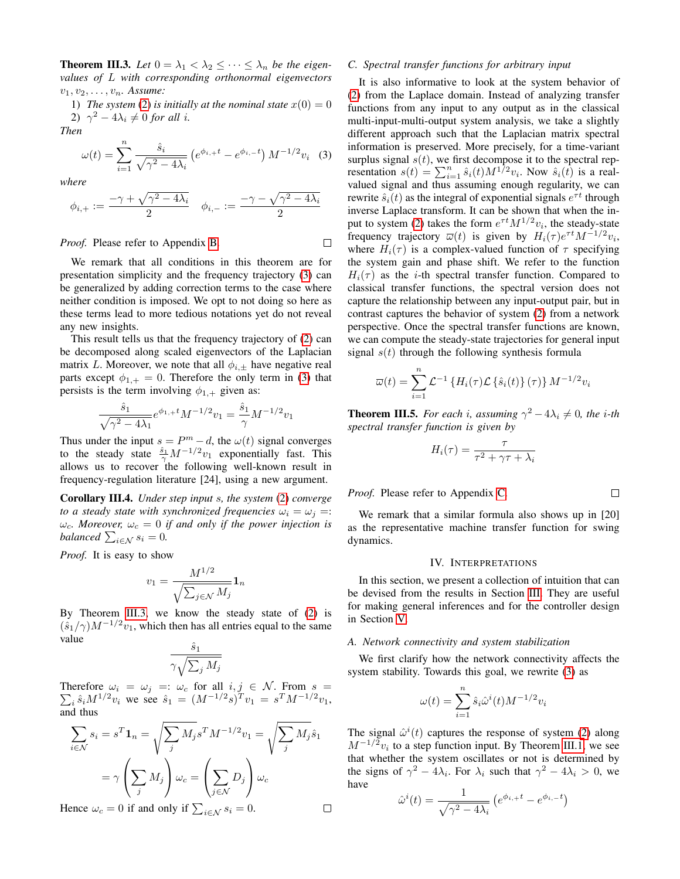**Theorem III.3.** *Let $0 = \lambda_1 < \lambda_2 \leq \cdots \leq \lambda_n$ be the eigenvalues of $L$ with corresponding orthonormal eigenvectors $v_1, v_2, \ldots, v_n$. Assume:*

1) *The system (2) is initially at the nominal state $x(0) = 0$*
2) *$\gamma^2 - 4\lambda_i \neq 0$ for all $i$.*

*Then*

$$\omega(t) = \sum_{i=1}^{n} \frac{\hat{s}_i}{\sqrt{\gamma^2 - 4\lambda_i}} \left(e^{\phi_{i,+}t} - e^{\phi_{i,-}t}\right) M^{-1/2} v_i \quad (3)$$

*where*

$$\phi_{i,+} := \frac{-\gamma + \sqrt{\gamma^2 - 4\lambda_i}}{2} \quad \phi_{i,-} := \frac{-\gamma - \sqrt{\gamma^2 - 4\lambda_i}}{2}$$

*Proof.* Please refer to Appendix B. □

We remark that all conditions in this theorem are for presentation simplicity and the frequency trajectory (3) can be generalized by adding correction terms to the case where neither condition is imposed. We opt to not doing so here as these terms lead to more tedious notations yet do not reveal any new insights.

This result tells us that the frequency trajectory of (2) can be decomposed along scaled eigenvectors of the Laplacian matrix $L$. Moreover, we note that all $\phi_{i,\pm}$ have negative real parts except $\phi_{1,+} = 0$. Therefore the only term in (3) that persists is the term involving $\phi_{1,+}$ given as:

$$\frac{\hat{s}_1}{\sqrt{\gamma^2 - 4\lambda_1}} e^{\phi_{1,+}t} M^{-1/2} v_1 = \frac{\hat{s}_1}{\gamma} M^{-1/2} v_1$$

Thus under the input $s = P^m - d$, the $\omega(t)$ signal converges to the steady state $\frac{\hat{s}_1}{\gamma} M^{-1/2} v_1$ exponentially fast. This allows us to recover the following well-known result in frequency-regulation literature [24], using a new argument.

**Corollary III.4.** *Under step input $s$, the system (2) converge to a steady state with synchronized frequencies $\omega_i = \omega_j =: \omega_c$. Moreover, $\omega_c = 0$ if and only if the power injection is balanced $\sum_{i \in \mathcal{N}} s_i = 0$.*

*Proof.* It is easy to show

$$v_1 = \frac{M^{1/2}}{\sqrt{\sum_{j \in \mathcal{N}} M_j}} \mathbf{1}_n$$

By Theorem III.3, we know the steady state of (2) is $(\hat{s}_1/\gamma) M^{-1/2} v_1$, which then has all entries equal to the same value

$$\frac{\hat{s}_1}{\gamma \sqrt{\sum_j M_j}}$$

Therefore $\omega_i = \omega_j =: \omega_c$ for all $i, j \in \mathcal{N}$. From $s = \sum_i \hat{s}_i M^{1/2} v_i$ we see $\hat{s}_1 = (M^{-1/2} s)^T v_1 = s^T M^{-1/2} v_1$, and thus

$$\sum_{i \in \mathcal{N}} s_i = s^T \mathbf{1}_n = \sqrt{\sum_j M_j} s^T M^{-1/2} v_1 = \sqrt{\sum_j M_j} \hat{s}_1$$
$$= \gamma \left(\sum_j M_j\right) \omega_c = \left(\sum_{j \in \mathcal{N}} D_j\right) \omega_c$$

Hence $\omega_c = 0$ if and only if $\sum_{i \in \mathcal{N}} s_i = 0$. □

### C. Spectral transfer functions for arbitrary input

It is also informative to look at the system behavior of (2) from the Laplace domain. Instead of analyzing transfer functions from any input to any output as in the classical multi-input-multi-output system analysis, we take a slightly different approach such that the Laplacian matrix spectral information is preserved. More precisely, for a time-variant surplus signal $s(t)$, we first decompose it to the spectral representation $s(t) = \sum_{i=1}^{n} \hat{s}_i(t) M^{1/2} v_i$. Now $\hat{s}_i(t)$ is a real-valued signal and thus assuming enough regularity, we can rewrite $\hat{s}_i(t)$ as the integral of exponential signals $e^{\tau t}$ through inverse Laplace transform. It can be shown that when the input to system (2) takes the form $e^{\tau t} M^{1/2} v_i$, the steady-state frequency trajectory $\varpi(t)$ is given by $H_i(\tau) e^{\tau t} M^{-1/2} v_i$, where $H_i(\tau)$ is a complex-valued function of $\tau$ specifying the system gain and phase shift. We refer to the function $H_i(\tau)$ as the $i$-th spectral transfer function. Compared to classical transfer functions, the spectral version does not capture the relationship between any input-output pair, but in contrast captures the behavior of system (2) from a network perspective. Once the spectral transfer functions are known, we can compute the steady-state trajectories for general input signal $s(t)$ through the following synthesis formula

$$\varpi(t) = \sum_{i=1}^{n} \mathcal{L}^{-1} \left\{ H_i(\tau) \mathcal{L} \left\{ \hat{s}_i(t) \right\} (\tau) \right\} M^{-1/2} v_i$$

**Theorem III.5.** *For each $i$, assuming $\gamma^2 - 4\lambda_i \neq 0$, the $i$-th spectral transfer function is given by*

$$H_i(\tau) = \frac{\tau}{\tau^2 + \gamma\tau + \lambda_i}$$

*Proof.* Please refer to Appendix C. □

We remark that a similar formula also shows up in [20] as the representative machine transfer function for swing dynamics.

## IV. Interpretations

In this section, we present a collection of intuition that can be devised from the results in Section III. They are useful for making general inferences and for the controller design in Section V.

### A. Network connectivity and system stabilization

We first clarify how the network connectivity affects the system stability. Towards this goal, we rewrite (3) as

$$\omega(t) = \sum_{i=1}^{n} \hat{s}_i \hat{\omega}^i(t) M^{-1/2} v_i$$

The signal $\hat{\omega}^i(t)$ captures the response of system (2) along $M^{-1/2} v_i$ to a step function input. By Theorem III.1, we see that whether the system oscillates or not is determined by the signs of $\gamma^2 - 4\lambda_i$. For $\lambda_i$ such that $\gamma^2 - 4\lambda_i > 0$, we have

$$\hat{\omega}^i(t) = \frac{1}{\sqrt{\gamma^2 - 4\lambda_i}} \left(e^{\phi_{i,+}t} - e^{\phi_{i,-}t}\right)$$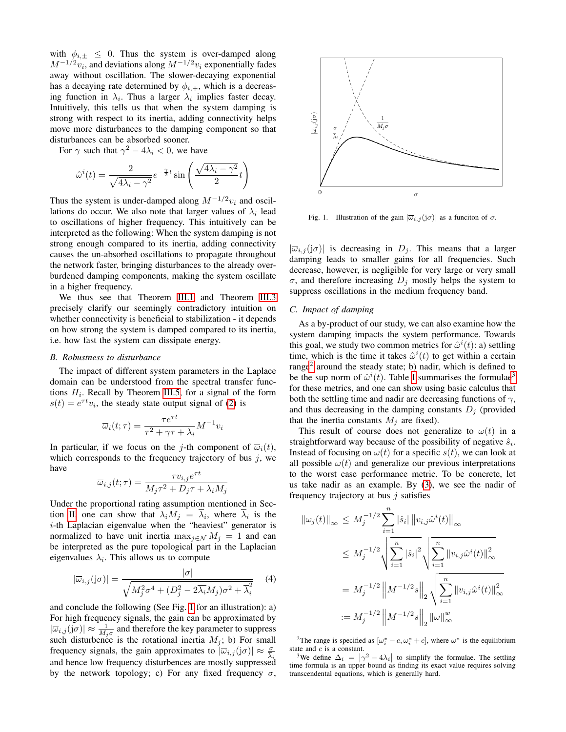with $\phi_{i,\pm} \leq 0$. Thus the system is over-damped along $M^{-1/2}v_i$, and deviations along $M^{-1/2}v_i$ exponentially fades away without oscillation. The slower-decaying exponential has a decaying rate determined by $\phi_{i,+}$, which is a decreasing function in $\lambda_i$. Thus a larger $\lambda_i$ implies faster decay. Intuitively, this tells us that when the system damping is strong with respect to its inertia, adding connectivity helps move more disturbances to the damping component so that disturbances can be absorbed sooner.

For $\gamma$ such that $\gamma^2 - 4\lambda_i < 0$, we have

$$\hat{\omega}^i(t) = \frac{2}{\sqrt{4\lambda_i - \gamma^2}} e^{-\frac{\gamma}{2}t} \sin\left(\frac{\sqrt{4\lambda_i - \gamma^2}}{2} t\right)$$

Thus the system is under-damped along $M^{-1/2}v_i$ and oscillations do occur. We also note that larger values of $\lambda_i$ lead to oscillations of higher frequency. This intuitively can be interpreted as the following: When the system damping is not strong enough compared to its inertia, adding connectivity causes the un-absorbed oscillations to propagate throughout the network faster, bringing disturbances to the already over-burdened damping components, making the system oscillate in a higher frequency.

We thus see that Theorem III.1 and Theorem III.3 precisely clarify our seemingly contradictory intuition on whether connectivity is beneficial to stabilization - it depends on how strong the system is damped compared to its inertia, i.e. how fast the system can dissipate energy.

### B. Robustness to disturbance

The impact of different system parameters in the Laplace domain can be understood from the spectral transfer functions $H_i$. Recall by Theorem III.5, for a signal of the form $s(t) = e^{\tau t}v_i$, the steady state output signal of (2) is

$$\overline{\omega}_i(t;\tau) = \frac{\tau e^{\tau t}}{\tau^2 + \gamma\tau + \lambda_i} M^{-1}v_i$$

In particular, if we focus on the $j$-th component of $\overline{\omega}_i(t)$, which corresponds to the frequency trajectory of bus $j$, we have

$$\overline{\omega}_{i,j}(t;\tau) = \frac{\tau v_{i,j} e^{\tau t}}{M_j\tau^2 + D_j\tau + \lambda_i M_j}$$

Under the proportional rating assumption mentioned in Section II, one can show that $\lambda_i M_j = \overline{\lambda}_i$, where $\overline{\lambda}_i$ is the $i$-th Laplacian eigenvalue when the "heaviest" generator is normalized to have unit inertia $\max_{j\in\mathcal{N}} M_j = 1$ and can be interpreted as the pure topological part in the Laplacian eigenvalues $\lambda_i$. This allows us to compute

$$|\overline{\omega}_{i,j}(\mathrm{j}\sigma)| = \frac{|\sigma|}{\sqrt{M_j^2\sigma^4 + (D_j^2 - 2\overline{\lambda}_i M_j)\sigma^2 + \overline{\lambda}_i^2}} \tag{4}$$

and conclude the following (See Fig. 1 for an illustration): a) For high frequency signals, the gain can be approximated by $|\overline{\omega}_{i,j}(\mathrm{j}\sigma)| \approx \frac{1}{M_j\sigma}$ and therefore the key parameter to suppress such disturbence is the rotational inertia $M_j$; b) For small frequency signals, the gain approximates to $|\overline{\omega}_{i,j}(\mathrm{j}\sigma)| \approx \frac{\sigma}{\overline{\lambda}_i}$ and hence low frequency disturbences are mostly suppressed by the network topology; c) For any fixed frequency $\sigma$, $|\overline{\omega}_{i,j}(\mathrm{j}\sigma)|$ is decreasing in $D_j$. This means that a larger damping leads to smaller gains for all frequencies. Such decrease, however, is negligible for very large or very small $\sigma$, and therefore increasing $D_j$ mostly helps the system to suppress oscillations in the medium frequency band.

Fig. 1. Illustration of the gain $|\overline{\omega}_{i,j}(\mathrm{j}\sigma)|$ as a funciton of $\sigma$.

### C. Impact of damping

As a by-product of our study, we can also examine how the system damping impacts the system performance. Towards this goal, we study two common metrics for $\hat{\omega}^i(t)$: a) settling time, which is the time it takes $\hat{\omega}^i(t)$ to get within a certain range[2] around the steady state; b) nadir, which is defined to be the sup norm of $\hat{\omega}^i(t)$. Table I summarises the formulae[3] for these metrics, and one can show using basic calculus that both the settling time and nadir are decreasing functions of $\gamma$, and thus decreasing in the damping constants $D_j$ (provided that the inertia constants $M_j$ are fixed).

This result of course does not generalize to $\omega(t)$ in a straightforward way because of the possibility of negative $\hat{s}_i$. Instead of focusing on $\omega(t)$ for a specific $s(t)$, we can look at all possible $\omega(t)$ and generalize our previous interpretations to the worst case performance metric. To be concrete, let us take nadir as an example. By (3), we see the nadir of frequency trajectory at bus $j$ satisfies

$$\begin{aligned}
\|\omega_j(t)\|_\infty &\leq M_j^{-1/2} \sum_{i=1}^{n} |\hat{s}_i| \left\|v_{i,j}\hat{\omega}^i(t)\right\|_\infty \\
&\leq M_j^{-1/2} \sqrt{\sum_{i=1}^{n} |\hat{s}_i|^2} \sqrt{\sum_{i=1}^{n} \left\|v_{i,j}\hat{\omega}^i(t)\right\|_\infty^2} \\
&= M_j^{-1/2} \left\|M^{-1/2}s\right\|_2 \sqrt{\sum_{i=1}^{n} \left\|v_{i,j}\hat{\omega}^i(t)\right\|_\infty^2} \\
&:= M_j^{-1/2} \left\|M^{-1/2}s\right\|_2 \|\omega\|_\infty^w
\end{aligned}$$

[2] The range is specified as $[\omega_i^* - c, \omega_i^* + c]$, where $\omega^*$ is the equilibrium state and $c$ is a constant.

[3] We define $\Delta_i = \left|\gamma^2 - 4\lambda_i\right|$ to simplify the formulae. The settling time formula is an upper bound as finding its exact value requires solving transcendental equations, which is generally hard.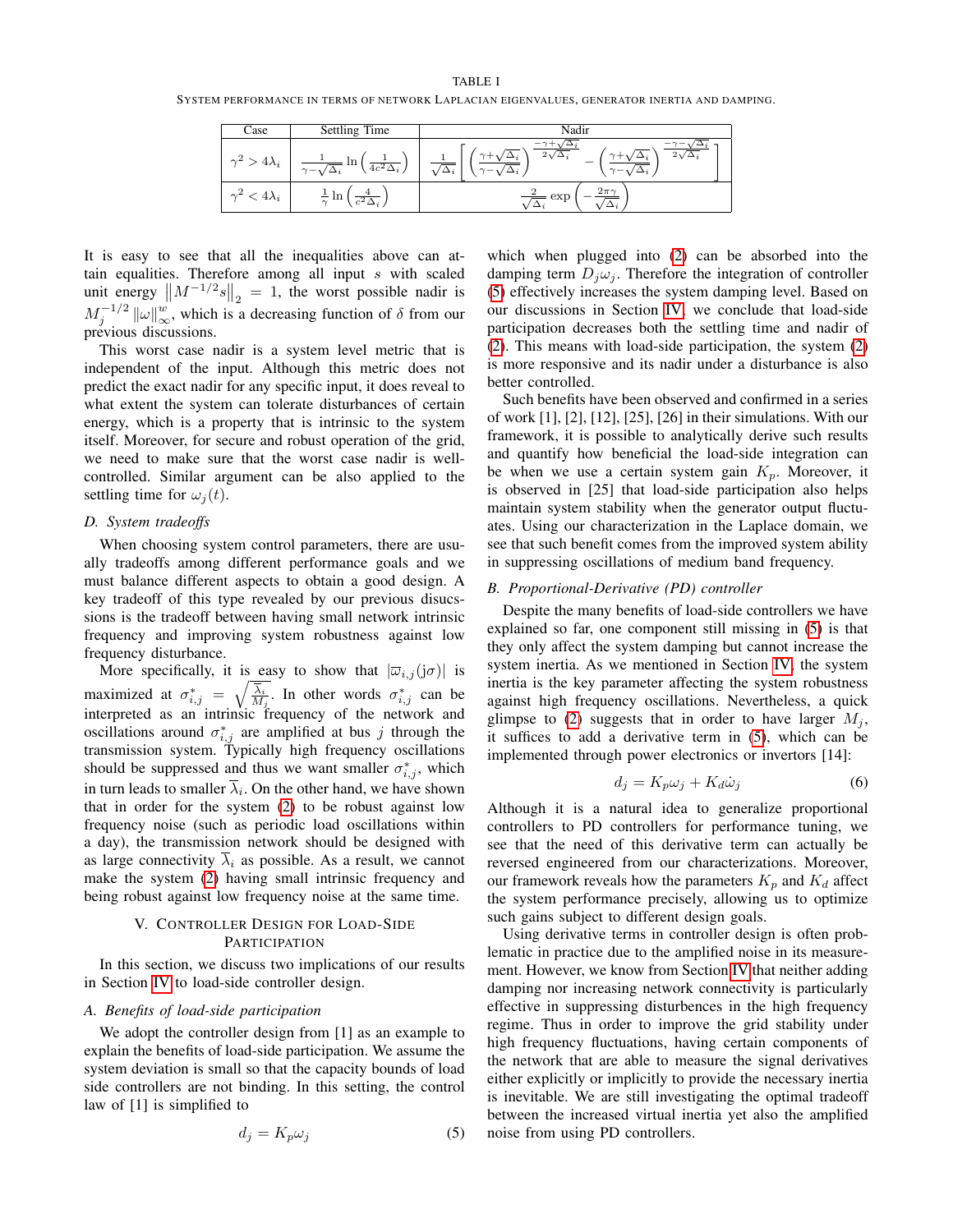TABLE I

SYSTEM PERFORMANCE IN TERMS OF NETWORK LAPLACIAN EIGENVALUES, GENERATOR INERTIA AND DAMPING.

| Case | Settling Time | Nadir |
| --- | --- | --- |
| $\gamma^2 > 4\lambda_i$ | $\frac{1}{\gamma-\sqrt{\Delta_i}}\ln\left(\frac{1}{4c^2\Delta_i}\right)$ | $\frac{1}{\sqrt{\Delta_i}}\left[\left(\frac{\gamma+\sqrt{\Delta_i}}{\gamma-\sqrt{\Delta_i}}\right)^{\frac{-\gamma+\sqrt{\Delta_i}}{2\sqrt{\Delta_i}}} - \left(\frac{\gamma+\sqrt{\Delta_i}}{\gamma-\sqrt{\Delta_i}}\right)^{\frac{-\gamma-\sqrt{\Delta_i}}{2\sqrt{\Delta_i}}}\right]$ |
| $\gamma^2 < 4\lambda_i$ | $\frac{1}{\gamma}\ln\left(\frac{4}{c^2\Delta_i}\right)$ | $\frac{2}{\sqrt{\Delta_i}}\exp\left(-\frac{2\pi\gamma}{\sqrt{\Delta_i}}\right)$ |

It is easy to see that all the inequalities above can attain equalities. Therefore among all input $s$ with scaled unit energy $\left\|M^{-1/2}s\right\|_2 = 1$, the worst possible nadir is $M_j^{-1/2}\left\|\omega\right\|_\infty^w$, which is a decreasing function of $\delta$ from our previous discussions.

This worst case nadir is a system level metric that is independent of the input. Although this metric does not predict the exact nadir for any specific input, it does reveal to what extent the system can tolerate disturbances of certain energy, which is a property that is intrinsic to the system itself. Moreover, for secure and robust operation of the grid, we need to make sure that the worst case nadir is well-controlled. Similar argument can be also applied to the settling time for $\omega_j(t)$.

### D. System tradeoffs

When choosing system control parameters, there are usually tradeoffs among different performance goals and we must balance different aspects to obtain a good design. A key tradeoff of this type revealed by our previous discussions is the tradeoff between having small network intrinsic frequency and improving system robustness against low frequency disturbance.

More specifically, it is easy to show that $|\varpi_{i,j}(\mathrm{j}\sigma)|$ is maximized at $\sigma_{i,j}^* = \sqrt{\frac{\overline{\lambda}_i}{M_j}}$. In other words $\sigma_{i,j}^*$ can be interpreted as an intrinsic frequency of the network and oscillations around $\sigma_{i,j}^*$ are amplified at bus $j$ through the transmission system. Typically high frequency oscillations should be suppressed and thus we want smaller $\sigma_{i,j}^*$, which in turn leads to smaller $\overline{\lambda}_i$. On the other hand, we have shown that in order for the system (2) to be robust against low frequency noise (such as periodic load oscillations within a day), the transmission network should be designed with as large connectivity $\overline{\lambda}_i$ as possible. As a result, we cannot make the system (2) having small intrinsic frequency and being robust against low frequency noise at the same time.

## V. CONTROLLER DESIGN FOR LOAD-SIDE PARTICIPATION

In this section, we discuss two implications of our results in Section IV to load-side controller design.

### A. Benefits of load-side participation

We adopt the controller design from [1] as an example to explain the benefits of load-side participation. We assume the system deviation is small so that the capacity bounds of load side controllers are not binding. In this setting, the control law of [1] is simplified to

$$d_j = K_p\omega_j \tag{5}$$

which when plugged into (2) can be absorbed into the damping term $D_j\omega_j$. Therefore the integration of controller (5) effectively increases the system damping level. Based on our discussions in Section IV, we conclude that load-side participation decreases both the settling time and nadir of (2). This means with load-side participation, the system (2) is more responsive and its nadir under a disturbance is also better controlled.

Such benefits have been observed and confirmed in a series of work [1], [2], [12], [25], [26] in their simulations. With our framework, it is possible to analytically derive such results and quantify how beneficial the load-side integration can be when we use a certain system gain $K_p$. Moreover, it is observed in [25] that load-side participation also helps maintain system stability when the generator output fluctuates. Using our characterization in the Laplace domain, we see that such benefit comes from the improved system ability in suppressing oscillations of medium band frequency.

### B. Proportional-Derivative (PD) controller

Despite the many benefits of load-side controllers we have explained so far, one component still missing in (5) is that they only affect the system damping but cannot increase the system inertia. As we mentioned in Section IV, the system inertia is the key parameter affecting the system robustness against high frequency oscillations. Nevertheless, a quick glimpse to (2) suggests that in order to have larger $M_j$, it suffices to add a derivative term in (5), which can be implemented through power electronics or invertors [14]:

$$d_j = K_p\omega_j + K_d\dot{\omega}_j \tag{6}$$

Although it is a natural idea to generalize proportional controllers to PD controllers for performance tuning, we see that the need of this derivative term can actually be reversed engineered from our characterizations. Moreover, our framework reveals how the parameters $K_p$ and $K_d$ affect the system performance precisely, allowing us to optimize such gains subject to different design goals.

Using derivative terms in controller design is often problematic in practice due to the amplified noise in its measurement. However, we know from Section IV that neither adding damping nor increasing network connectivity is particularly effective in suppressing disturbences in the high frequency regime. Thus in order to improve the grid stability under high frequency fluctuations, having certain components of the network that are able to measure the signal derivatives either explicitly or implicitly to provide the necessary inertia is inevitable. We are still investigating the optimal tradeoff between the increased virtual inertia yet also the amplified noise from using PD controllers.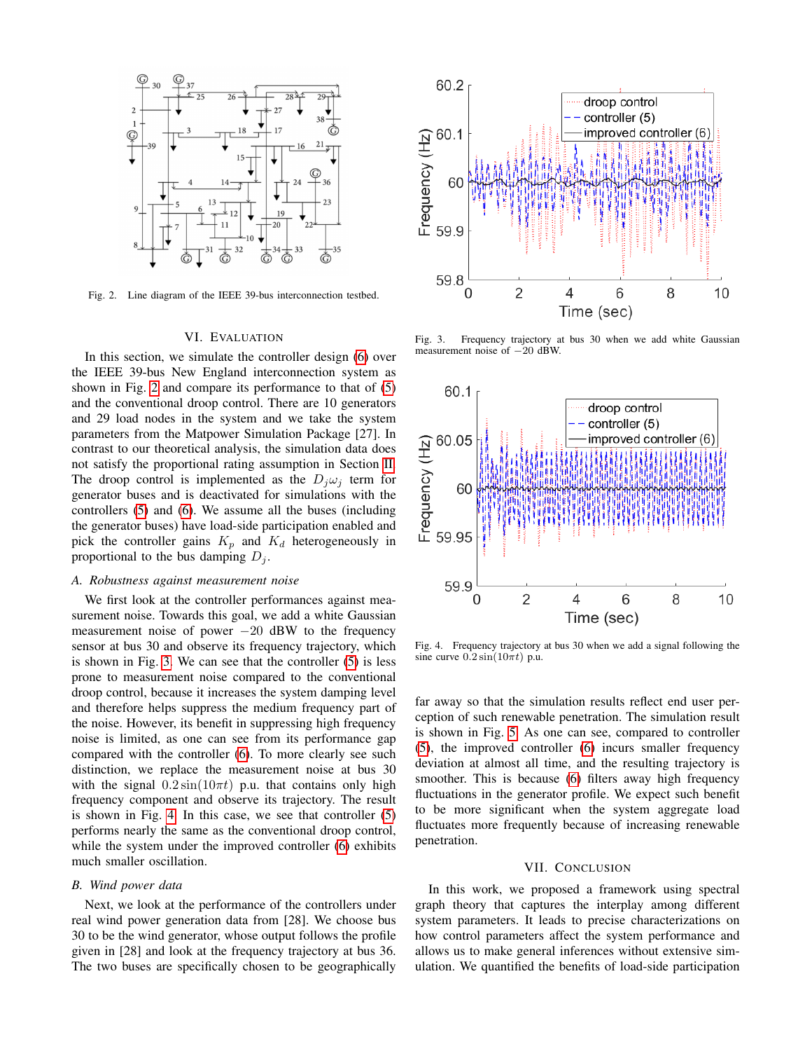Fig. 2. Line diagram of the IEEE 39-bus interconnection testbed.

Fig. 3. Frequency trajectory at bus 30 when we add white Gaussian measurement noise of $-20$ dBW.

Fig. 4. Frequency trajectory at bus 30 when we add a signal following the sine curve $0.2\sin(10\pi t)$ p.u.

## VI. Evaluation

In this section, we simulate the controller design (6) over the IEEE 39-bus New England interconnection system as shown in Fig. 2 and compare its performance to that of (5) and the conventional droop control. There are 10 generators and 29 load nodes in the system and we take the system parameters from the Matpower Simulation Package [27]. In contrast to our theoretical analysis, the simulation data does not satisfy the proportional rating assumption in Section II. The droop control is implemented as the $D_j\omega_j$ term for generator buses and is deactivated for simulations with the controllers (5) and (6). We assume all the buses (including the generator buses) have load-side participation enabled and pick the controller gains $K_p$ and $K_d$ heterogeneously in proportional to the bus damping $D_j$.

### *A. Robustness against measurement noise*

We first look at the controller performances against measurement noise. Towards this goal, we add a white Gaussian measurement noise of power $-20$ dBW to the frequency sensor at bus 30 and observe its frequency trajectory, which is shown in Fig. 3. We can see that the controller (5) is less prone to measurement noise compared to the conventional droop control, because it increases the system damping level and therefore helps suppress the medium frequency part of the noise. However, its benefit in suppressing high frequency noise is limited, as one can see from its performance gap compared with the controller (6). To more clearly see such distinction, we replace the measurement noise at bus 30 with the signal $0.2\sin(10\pi t)$ p.u. that contains only high frequency component and observe its trajectory. The result is shown in Fig. 4. In this case, we see that controller (5) performs nearly the same as the conventional droop control, while the system under the improved controller (6) exhibits much smaller oscillation.

### *B. Wind power data*

Next, we look at the performance of the controllers under real wind power generation data from [28]. We choose bus 30 to be the wind generator, whose output follows the profile given in [28] and look at the frequency trajectory at bus 36. The two buses are specifically chosen to be geographically far away so that the simulation results reflect end user perception of such renewable penetration. The simulation result is shown in Fig. 5. As one can see, compared to controller (5), the improved controller (6) incurs smaller frequency deviation at almost all time, and the resulting trajectory is smoother. This is because (6) filters away high frequency fluctuations in the generator profile. We expect such benefit to be more significant when the system aggregate load fluctuates more frequently because of increasing renewable penetration.

## VII. Conclusion

In this work, we proposed a framework using spectral graph theory that captures the interplay among different system parameters. It leads to precise characterizations on how control parameters affect the system performance and allows us to make general inferences without extensive simulation. We quantified the benefits of load-side participation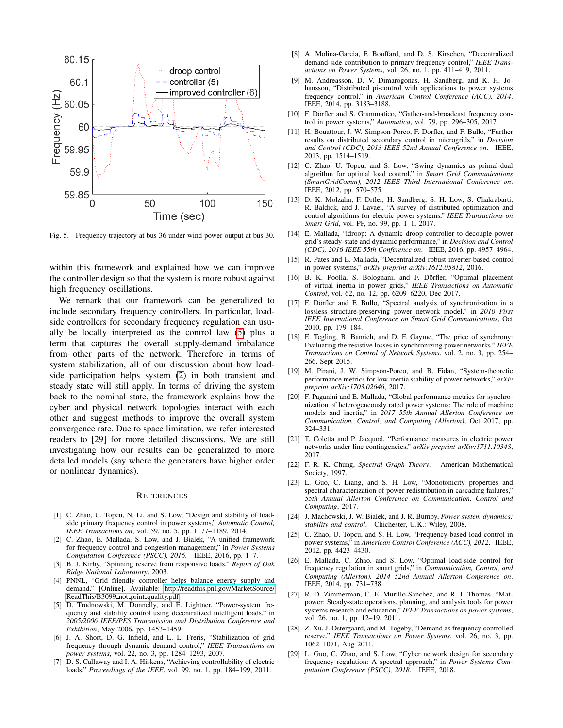Fig. 5. Frequency trajectory at bus 36 under wind power output at bus 30.

within this framework and explained how we can improve the controller design so that the system is more robust against high frequency oscillations.

We remark that our framework can be generalized to include secondary frequency controllers. In particular, load-side controllers for secondary frequency regulation can usually be locally interpreted as the control law (5) plus a term that captures the overall supply-demand imbalance from other parts of the network. Therefore in terms of system stabilization, all of our discussion about how load-side participation helps system (2) in both transient and steady state will still apply. In terms of driving the system back to the nominal state, the framework explains how the cyber and physical network topologies interact with each other and suggest methods to improve the overall system convergence rate. Due to space limitation, we refer interested readers to [29] for more detailed discussions. We are still investigating how our results can be generalized to more detailed models (say where the generators have higher order or nonlinear dynamics).

## References

[1] C. Zhao, U. Topcu, N. Li, and S. Low, "Design and stability of load-side primary frequency control in power systems," *Automatic Control, IEEE Transactions on*, vol. 59, no. 5, pp. 1177–1189, 2014.

[2] C. Zhao, E. Mallada, S. Low, and J. Bialek, "A unified framework for frequency control and congestion management," in *Power Systems Computation Conference (PSCC), 2016*. IEEE, 2016, pp. 1–7.

[3] B. J. Kirby, "Spinning reserve from responsive loads," *Report of Oak Ridge National Laboratory*, 2003.

[4] PNNL, "Grid friendly controller helps balance energy supply and demand." [Online]. Available: http://readthis.pnl.gov/MarketSource/ReadThis/B3099_not_print_quality.pdf

[5] D. Trudnowski, M. Donnelly, and E. Lightner, "Power-system frequency and stability control using decentralized intelligent loads," in *2005/2006 IEEE/PES Transmission and Distribution Conference and Exhibition*, May 2006, pp. 1453–1459.

[6] J. A. Short, D. G. Infield, and L. L. Freris, "Stabilization of grid frequency through dynamic demand control," *IEEE Transactions on power systems*, vol. 22, no. 3, pp. 1284–1293, 2007.

[7] D. S. Callaway and I. A. Hiskens, "Achieving controllability of electric loads," *Proceedings of the IEEE*, vol. 99, no. 1, pp. 184–199, 2011.

[8] A. Molina-Garcia, F. Bouffard, and D. S. Kirschen, "Decentralized demand-side contribution to primary frequency control," *IEEE Transactions on Power Systems*, vol. 26, no. 1, pp. 411–419, 2011.

[9] M. Andreasson, D. V. Dimarogonas, H. Sandberg, and K. H. Johansson, "Distributed pi-control with applications to power systems frequency control," in *American Control Conference (ACC), 2014*. IEEE, 2014, pp. 3183–3188.

[10] F. Dörfler and S. Grammatico, "Gather-and-broadcast frequency control in power systems," *Automatica*, vol. 79, pp. 296–305, 2017.

[11] H. Bouattour, J. W. Simpson-Porco, F. Dorfler, and F. Bullo, "Further results on distributed secondary control in microgrids," in *Decision and Control (CDC), 2013 IEEE 52nd Annual Conference on*. IEEE, 2013, pp. 1514–1519.

[12] C. Zhao, U. Topcu, and S. Low, "Swing dynamics as primal-dual algorithm for optimal load control," in *Smart Grid Communications (SmartGridComm), 2012 IEEE Third International Conference on*. IEEE, 2012, pp. 570–575.

[13] D. K. Molzahn, F. Drfler, H. Sandberg, S. H. Low, S. Chakrabarti, R. Baldick, and J. Lavaei, "A survey of distributed optimization and control algorithms for electric power systems," *IEEE Transactions on Smart Grid*, vol. PP, no. 99, pp. 1–1, 2017.

[14] E. Mallada, "idroop: A dynamic droop controller to decouple power grid's steady-state and dynamic performance," in *Decision and Control (CDC), 2016 IEEE 55th Conference on*. IEEE, 2016, pp. 4957–4964.

[15] R. Pates and E. Mallada, "Decentralized robust inverter-based control in power systems," *arXiv preprint arXiv:1612.05812*, 2016.

[16] B. K. Poolla, S. Bolognani, and F. Dörfler, "Optimal placement of virtual inertia in power grids," *IEEE Transactions on Automatic Control*, vol. 62, no. 12, pp. 6209–6220, Dec 2017.

[17] F. Dörfler and F. Bullo, "Spectral analysis of synchronization in a lossless structure-preserving power network model," in *2010 First IEEE International Conference on Smart Grid Communications*, Oct 2010, pp. 179–184.

[18] E. Tegling, B. Bamieh, and D. F. Gayme, "The price of synchrony: Evaluating the resistive losses in synchronizing power networks," *IEEE Transactions on Control of Network Systems*, vol. 2, no. 3, pp. 254–266, Sept 2015.

[19] M. Pirani, J. W. Simpson-Porco, and B. Fidan, "System-theoretic performance metrics for low-inertia stability of power networks," *arXiv preprint arXiv:1703.02646*, 2017.

[20] F. Paganini and E. Mallada, "Global performance metrics for synchronization of heterogeneously rated power systems: The role of machine models and inertia," in *2017 55th Annual Allerton Conference on Communication, Control, and Computing (Allerton)*, Oct 2017, pp. 324–331.

[21] T. Coletta and P. Jacquod, "Performance measures in electric power networks under line contingencies," *arXiv preprint arXiv:1711.10348*, 2017.

[22] F. R. K. Chung, *Spectral Graph Theory*. American Mathematical Society, 1997.

[23] L. Guo, C. Liang, and S. H. Low, "Monotonicity properties and spectral characterization of power redistribution in cascading failures," *55th Annual Allerton Conference on Communication, Control and Computing*, 2017.

[24] J. Machowski, J. W. Bialek, and J. R. Bumby, *Power system dynamics: stability and control*. Chichester, U.K.: Wiley, 2008.

[25] C. Zhao, U. Topcu, and S. H. Low, "Frequency-based load control in power systems," in *American Control Conference (ACC), 2012*. IEEE, 2012, pp. 4423–4430.

[26] E. Mallada, C. Zhao, and S. Low, "Optimal load-side control for frequency regulation in smart grids," in *Communication, Control, and Computing (Allerton), 2014 52nd Annual Allerton Conference on*. IEEE, 2014, pp. 731–738.

[27] R. D. Zimmerman, C. E. Murillo-Sánchez, and R. J. Thomas, "Matpower: Steady-state operations, planning, and analysis tools for power systems research and education," *IEEE Transactions on power systems*, vol. 26, no. 1, pp. 12–19, 2011.

[28] Z. Xu, J. Ostergaard, and M. Togeby, "Demand as frequency controlled reserve," *IEEE Transactions on Power Systems*, vol. 26, no. 3, pp. 1062–1071, Aug 2011.

[29] L. Guo, C. Zhao, and S. Low, "Cyber network design for secondary frequency regulation: A spectral approach," in *Power Systems Computation Conference (PSCC), 2018*. IEEE, 2018.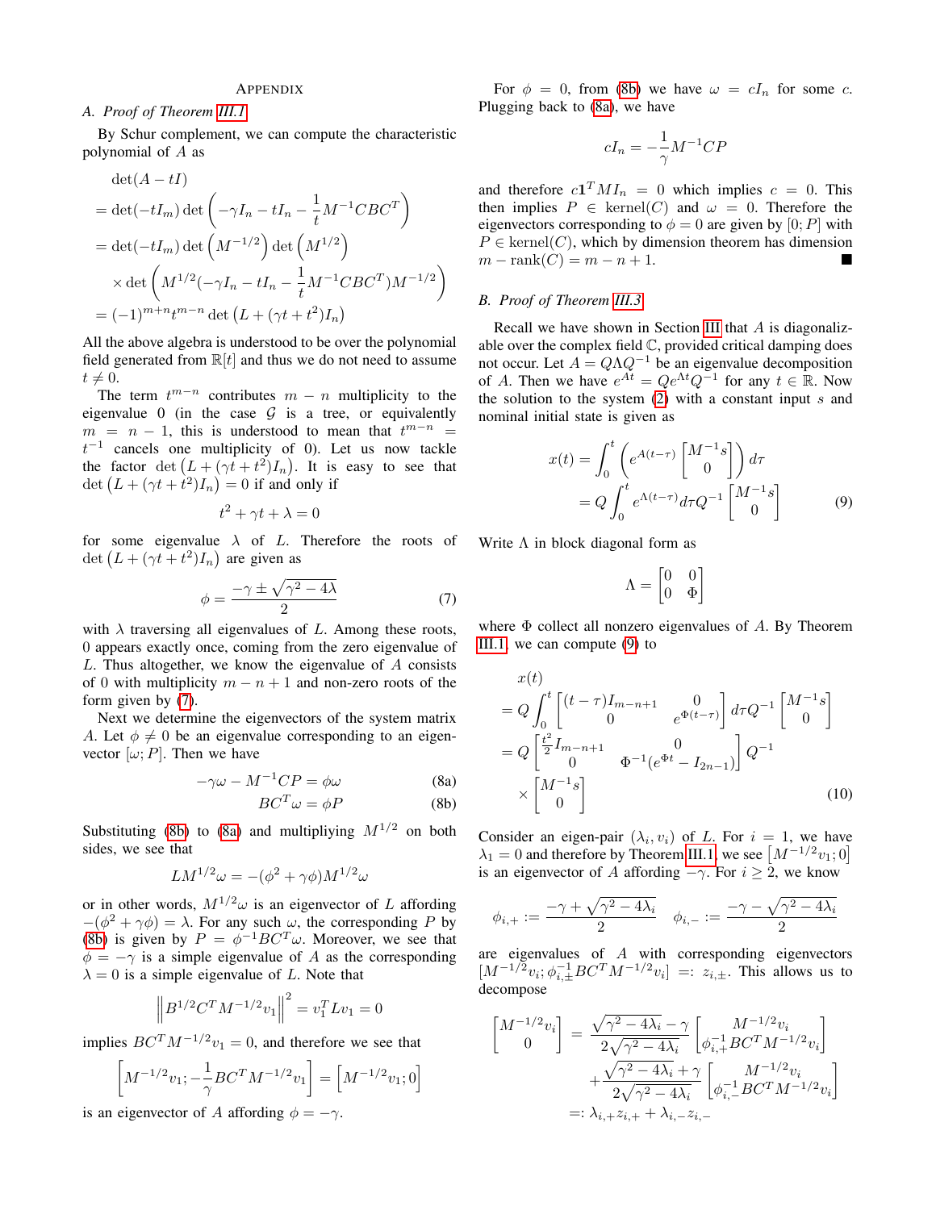## Appendix

### A. Proof of Theorem III.1

By Schur complement, we can compute the characteristic polynomial of $A$ as

$$
\begin{aligned}
&\det(A - tI) \\
&= \det(-tI_m) \det\left(-\gamma I_n - tI_n - \frac{1}{t} M^{-1} C B C^T\right) \\
&= \det(-tI_m) \det\left(M^{-1/2}\right) \det\left(M^{1/2}\right) \\
&\quad \times \det\left(M^{1/2}(-\gamma I_n - tI_n - \frac{1}{t} M^{-1} C B C^T) M^{-1/2}\right) \\
&= (-1)^{m+n} t^{m-n} \det\left(L + (\gamma t + t^2) I_n\right)
\end{aligned}
$$

All the above algebra is understood to be over the polynomial field generated from $\mathbb{R}[t]$ and thus we do not need to assume $t \neq 0$.

The term $t^{m-n}$ contributes $m - n$ multiplicity to the eigenvalue 0 (in the case $\mathcal{G}$ is a tree, or equivalently $m = n - 1$, this is understood to mean that $t^{m-n} = t^{-1}$ cancels one multiplicity of 0). Let us now tackle the factor $\det\left(L + (\gamma t + t^2) I_n\right)$. It is easy to see that $\det\left(L + (\gamma t + t^2) I_n\right) = 0$ if and only if

$$t^2 + \gamma t + \lambda = 0$$

for some eigenvalue $\lambda$ of $L$. Therefore the roots of $\det\left(L + (\gamma t + t^2) I_n\right)$ are given as

$$\phi = \frac{-\gamma \pm \sqrt{\gamma^2 - 4\lambda}}{2} \tag{7}$$

with $\lambda$ traversing all eigenvalues of $L$. Among these roots, 0 appears exactly once, coming from the zero eigenvalue of $L$. Thus altogether, we know the eigenvalue of $A$ consists of 0 with multiplicity $m - n + 1$ and non-zero roots of the form given by (7).

Next we determine the eigenvectors of the system matrix $A$. Let $\phi \neq 0$ be an eigenvalue corresponding to an eigenvector $[\omega; P]$. Then we have

$$-\gamma\omega - M^{-1} C P = \phi\omega \tag{8a}$$

$$B C^T \omega = \phi P \tag{8b}$$

Substituting (8b) to (8a) and multipliying $M^{1/2}$ on both sides, we see that

$$L M^{1/2} \omega = -(\phi^2 + \gamma\phi) M^{1/2} \omega$$

or in other words, $M^{1/2}\omega$ is an eigenvector of $L$ affording $-(\phi^2 + \gamma\phi) = \lambda$. For any such $\omega$, the corresponding $P$ by (8b) is given by $P = \phi^{-1} B C^T \omega$. Moreover, we see that $\phi = -\gamma$ is a simple eigenvalue of $A$ as the corresponding $\lambda = 0$ is a simple eigenvalue of $L$. Note that

$$\left\| B^{1/2} C^T M^{-1/2} v_1 \right\|^2 = v_1^T L v_1 = 0$$

implies $B C^T M^{-1/2} v_1 = 0$, and therefore we see that

$$\left[M^{-1/2} v_1; -\frac{1}{\gamma} B C^T M^{-1/2} v_1\right] = \left[M^{-1/2} v_1; 0\right]$$

is an eigenvector of $A$ affording $\phi = -\gamma$.

For $\phi = 0$, from (8b) we have $\omega = c I_n$ for some $c$. Plugging back to (8a), we have

$$c I_n = -\frac{1}{\gamma} M^{-1} C P$$

and therefore $c \mathbf{1}^T M I_n = 0$ which implies $c = 0$. This then implies $P \in \text{kernel}(C)$ and $\omega = 0$. Therefore the eigenvectors corresponding to $\phi = 0$ are given by $[0; P]$ with $P \in \text{kernel}(C)$, which by dimension theorem has dimension $m - \text{rank}(C) = m - n + 1$. ■

### B. Proof of Theorem III.3

Recall we have shown in Section III that $A$ is diagonalizable over the complex field $\mathbb{C}$, provided critical damping does not occur. Let $A = Q \Lambda Q^{-1}$ be an eigenvalue decomposition of $A$. Then we have $e^{At} = Q e^{\Lambda t} Q^{-1}$ for any $t \in \mathbb{R}$. Now the solution to the system (2) with a constant input $s$ and nominal initial state is given as

$$
\begin{aligned}
x(t) &= \int_0^t \left( e^{A(t-\tau)} \begin{bmatrix} M^{-1} s \\ 0 \end{bmatrix} \right) d\tau \\
&= Q \int_0^t e^{\Lambda(t-\tau)} d\tau Q^{-1} \begin{bmatrix} M^{-1} s \\ 0 \end{bmatrix}
\end{aligned} \tag{9}
$$

Write $\Lambda$ in block diagonal form as

$$\Lambda = \begin{bmatrix} 0 & 0 \\ 0 & \Phi \end{bmatrix}$$

where $\Phi$ collect all nonzero eigenvalues of $A$. By Theorem III.1, we can compute (9) to

$$
\begin{aligned}
&x(t) \\
&= Q \int_0^t \begin{bmatrix} (t-\tau) I_{m-n+1} & 0 \\ 0 & e^{\Phi(t-\tau)} \end{bmatrix} d\tau Q^{-1} \begin{bmatrix} M^{-1} s \\ 0 \end{bmatrix} \\
&= Q \begin{bmatrix} \frac{t^2}{2} I_{m-n+1} & 0 \\ 0 & \Phi^{-1}(e^{\Phi t} - I_{2n-1}) \end{bmatrix} Q^{-1} \\
&\quad \times \begin{bmatrix} M^{-1} s \\ 0 \end{bmatrix}
\end{aligned} \tag{10}
$$

Consider an eigen-pair $(\lambda_i, v_i)$ of $L$. For $i = 1$, we have $\lambda_1 = 0$ and therefore by Theorem III.1, we see $\left[M^{-1/2} v_1; 0\right]$ is an eigenvector of $A$ affording $-\gamma$. For $i \geq 2$, we know

$$\phi_{i,+} := \frac{-\gamma + \sqrt{\gamma^2 - 4\lambda_i}}{2} \quad \phi_{i,-} := \frac{-\gamma - \sqrt{\gamma^2 - 4\lambda_i}}{2}$$

are eigenvalues of $A$ with corresponding eigenvectors $[M^{-1/2} v_i; \phi_{i,\pm}^{-1} B C^T M^{-1/2} v_i] =: z_{i,\pm}$. This allows us to decompose

$$
\begin{aligned}
\begin{bmatrix} M^{-1/2} v_i \\ 0 \end{bmatrix} &= \frac{\sqrt{\gamma^2 - 4\lambda_i} - \gamma}{2\sqrt{\gamma^2 - 4\lambda_i}} \begin{bmatrix} M^{-1/2} v_i \\ \phi_{i,+}^{-1} B C^T M^{-1/2} v_i \end{bmatrix} \\
&\quad + \frac{\sqrt{\gamma^2 - 4\lambda_i} + \gamma}{2\sqrt{\gamma^2 - 4\lambda_i}} \begin{bmatrix} M^{-1/2} v_i \\ \phi_{i,-}^{-1} B C^T M^{-1/2} v_i \end{bmatrix} \\
&=: \lambda_{i,+} z_{i,+} + \lambda_{i,-} z_{i,-}
\end{aligned}
$$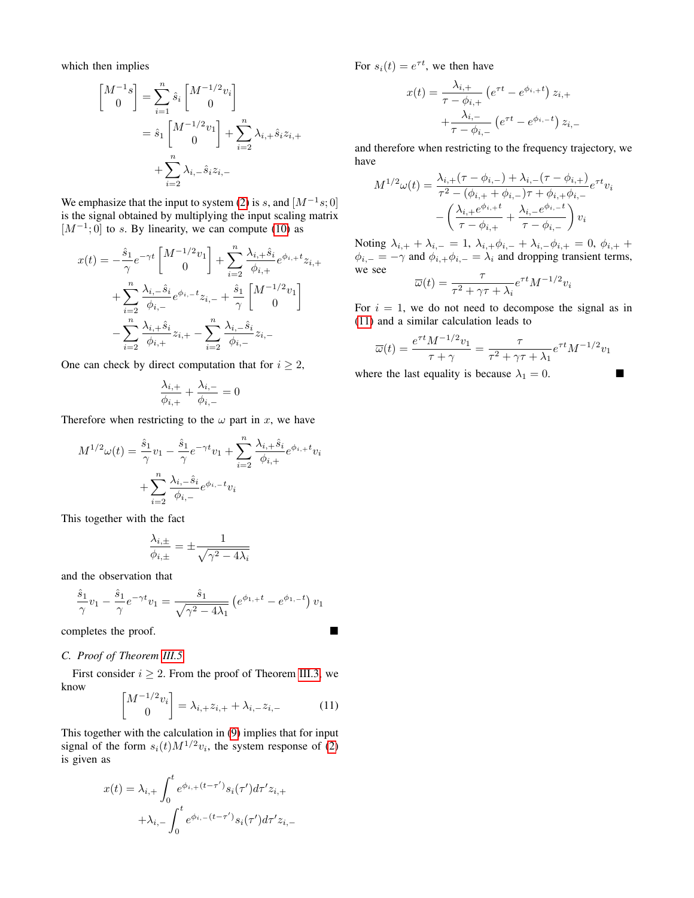which then implies

$$
\begin{aligned}
\begin{bmatrix} M^{-1}s \\ 0 \end{bmatrix} &= \sum_{i=1}^{n} \hat{s}_i \begin{bmatrix} M^{-1/2}v_i \\ 0 \end{bmatrix} \\
&= \hat{s}_1 \begin{bmatrix} M^{-1/2}v_1 \\ 0 \end{bmatrix} + \sum_{i=2}^{n} \lambda_{i,+}\hat{s}_i z_{i,+} \\
&\quad + \sum_{i=2}^{n} \lambda_{i,-}\hat{s}_i z_{i,-}
\end{aligned}
$$

We emphasize that the input to system (2) is $s$, and $[M^{-1}s; 0]$ is the signal obtained by multiplying the input scaling matrix $[M^{-1}; 0]$ to $s$. By linearity, we can compute (10) as

$$
\begin{aligned}
x(t) = &-\frac{\hat{s}_1}{\gamma} e^{-\gamma t} \begin{bmatrix} M^{-1/2}v_1 \\ 0 \end{bmatrix} + \sum_{i=2}^{n} \frac{\lambda_{i,+}\hat{s}_i}{\phi_{i,+}} e^{\phi_{i,+}t} z_{i,+} \\
&+ \sum_{i=2}^{n} \frac{\lambda_{i,-}\hat{s}_i}{\phi_{i,-}} e^{\phi_{i,-}t} z_{i,-} + \frac{\hat{s}_1}{\gamma} \begin{bmatrix} M^{-1/2}v_1 \\ 0 \end{bmatrix} \\
&- \sum_{i=2}^{n} \frac{\lambda_{i,+}\hat{s}_i}{\phi_{i,+}} z_{i,+} - \sum_{i=2}^{n} \frac{\lambda_{i,-}\hat{s}_i}{\phi_{i,-}} z_{i,-}
\end{aligned}
$$

One can check by direct computation that for $i \geq 2$,

$$
\frac{\lambda_{i,+}}{\phi_{i,+}} + \frac{\lambda_{i,-}}{\phi_{i,-}} = 0
$$

Therefore when restricting to the $\omega$ part in $x$, we have

$$
\begin{aligned}
M^{1/2}\omega(t) = &\frac{\hat{s}_1}{\gamma} v_1 - \frac{\hat{s}_1}{\gamma} e^{-\gamma t} v_1 + \sum_{i=2}^{n} \frac{\lambda_{i,+}\hat{s}_i}{\phi_{i,+}} e^{\phi_{i,+}t} v_i \\
&+ \sum_{i=2}^{n} \frac{\lambda_{i,-}\hat{s}_i}{\phi_{i,-}} e^{\phi_{i,-}t} v_i
\end{aligned}
$$

This together with the fact

$$
\frac{\lambda_{i,\pm}}{\phi_{i,\pm}} = \pm \frac{1}{\sqrt{\gamma^2 - 4\lambda_i}}
$$

and the observation that

$$
\frac{\hat{s}_1}{\gamma} v_1 - \frac{\hat{s}_1}{\gamma} e^{-\gamma t} v_1 = \frac{\hat{s}_1}{\sqrt{\gamma^2 - 4\lambda_1}} \left( e^{\phi_{1,+}t} - e^{\phi_{1,-}t} \right) v_1
$$

completes the proof. ■

### C. Proof of Theorem III.5

First consider $i \geq 2$. From the proof of Theorem III.3, we know

$$
\begin{bmatrix} M^{-1/2}v_i \\ 0 \end{bmatrix} = \lambda_{i,+}z_{i,+} + \lambda_{i,-}z_{i,-} \tag{11}
$$

This together with the calculation in (9) implies that for input signal of the form $s_i(t)M^{1/2}v_i$, the system response of (2) is given as

$$
\begin{aligned}
x(t) = &\lambda_{i,+} \int_0^t e^{\phi_{i,+}(t-\tau')} s_i(\tau') d\tau' z_{i,+} \\
&+ \lambda_{i,-} \int_0^t e^{\phi_{i,-}(t-\tau')} s_i(\tau') d\tau' z_{i,-}
\end{aligned}
$$

For $s_i(t) = e^{\tau t}$, we then have

$$
\begin{aligned}
x(t) = &\frac{\lambda_{i,+}}{\tau - \phi_{i,+}} \left( e^{\tau t} - e^{\phi_{i,+}t} \right) z_{i,+} \\
&+ \frac{\lambda_{i,-}}{\tau - \phi_{i,-}} \left( e^{\tau t} - e^{\phi_{i,-}t} \right) z_{i,-}
\end{aligned}
$$

and therefore when restricting to the frequency trajectory, we have

$$
\begin{aligned}
M^{1/2}\omega(t) = &\frac{\lambda_{i,+}(\tau - \phi_{i,-}) + \lambda_{i,-}(\tau - \phi_{i,+})}{\tau^2 - (\phi_{i,+} + \phi_{i,-})\tau + \phi_{i,+}\phi_{i,-}} e^{\tau t} v_i \\
&- \left( \frac{\lambda_{i,+}e^{\phi_{i,+}t}}{\tau - \phi_{i,+}} + \frac{\lambda_{i,-}e^{\phi_{i,-}t}}{\tau - \phi_{i,-}} \right) v_i
\end{aligned}
$$

Noting $\lambda_{i,+} + \lambda_{i,-} = 1$, $\lambda_{i,+}\phi_{i,-} + \lambda_{i,-}\phi_{i,+} = 0$, $\phi_{i,+} + \phi_{i,-} = -\gamma$ and $\phi_{i,+}\phi_{i,-} = \lambda_i$ and dropping transient terms, we see

$$
\varpi(t) = \frac{\tau}{\tau^2 + \gamma\tau + \lambda_i} e^{\tau t} M^{-1/2} v_i
$$

For $i = 1$, we do not need to decompose the signal as in (11) and a similar calculation leads to

$$
\varpi(t) = \frac{e^{\tau t} M^{-1/2} v_1}{\tau + \gamma} = \frac{\tau}{\tau^2 + \gamma\tau + \lambda_1} e^{\tau t} M^{-1/2} v_1
$$

where the last equality is because $\lambda_1 = 0$. ■